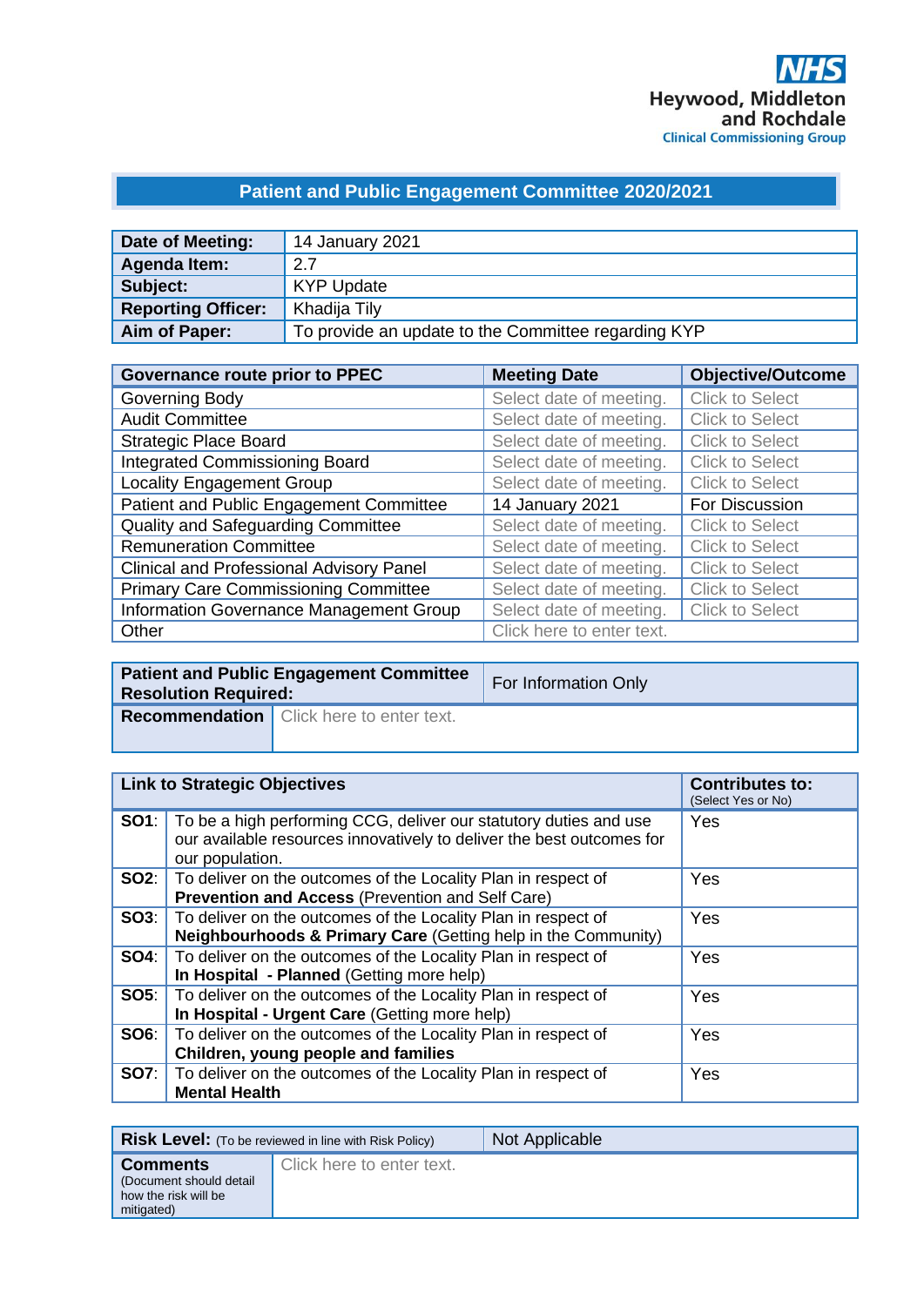NHS Heywood, Middleton and Rochdale Clinical Commissioning Group

# Patient and Public Engagement Committee 2020/2021

| | |
|---|---|
| **Date of Meeting:** | 14 January 2021 |
| **Agenda Item:** | 2.7 |
| **Subject:** | KYP Update |
| **Reporting Officer:** | Khadija Tily |
| **Aim of Paper:** | To provide an update to the Committee regarding KYP |

| Governance route prior to PPEC | Meeting Date | Objective/Outcome |
|---|---|---|
| Governing Body | Select date of meeting. | Click to Select |
| Audit Committee | Select date of meeting. | Click to Select |
| Strategic Place Board | Select date of meeting. | Click to Select |
| Integrated Commissioning Board | Select date of meeting. | Click to Select |
| Locality Engagement Group | Select date of meeting. | Click to Select |
| Patient and Public Engagement Committee | 14 January 2021 | For Discussion |
| Quality and Safeguarding Committee | Select date of meeting. | Click to Select |
| Remuneration Committee | Select date of meeting. | Click to Select |
| Clinical and Professional Advisory Panel | Select date of meeting. | Click to Select |
| Primary Care Commissioning Committee | Select date of meeting. | Click to Select |
| Information Governance Management Group | Select date of meeting. | Click to Select |
| Other | Click here to enter text. | |

| | |
|---|---|
| **Patient and Public Engagement Committee Resolution Required:** | For Information Only |
| **Recommendation** | Click here to enter text. |

| Link to Strategic Objectives | | Contributes to: (Select Yes or No) |
|---|---|---|
| **SO1**: | To be a high performing CCG, deliver our statutory duties and use our available resources innovatively to deliver the best outcomes for our population. | Yes |
| **SO2**: | To deliver on the outcomes of the Locality Plan in respect of **Prevention and Access** (Prevention and Self Care) | Yes |
| **SO3**: | To deliver on the outcomes of the Locality Plan in respect of **Neighbourhoods & Primary Care** (Getting help in the Community) | Yes |
| **SO4**: | To deliver on the outcomes of the Locality Plan in respect of **In Hospital - Planned** (Getting more help) | Yes |
| **SO5**: | To deliver on the outcomes of the Locality Plan in respect of **In Hospital - Urgent Care** (Getting more help) | Yes |
| **SO6**: | To deliver on the outcomes of the Locality Plan in respect of **Children, young people and families** | Yes |
| **SO7**: | To deliver on the outcomes of the Locality Plan in respect of **Mental Health** | Yes |

| | |
|---|---|
| **Risk Level:** (To be reviewed in line with Risk Policy) | Not Applicable |
| **Comments** (Document should detail how the risk will be mitigated) | Click here to enter text. |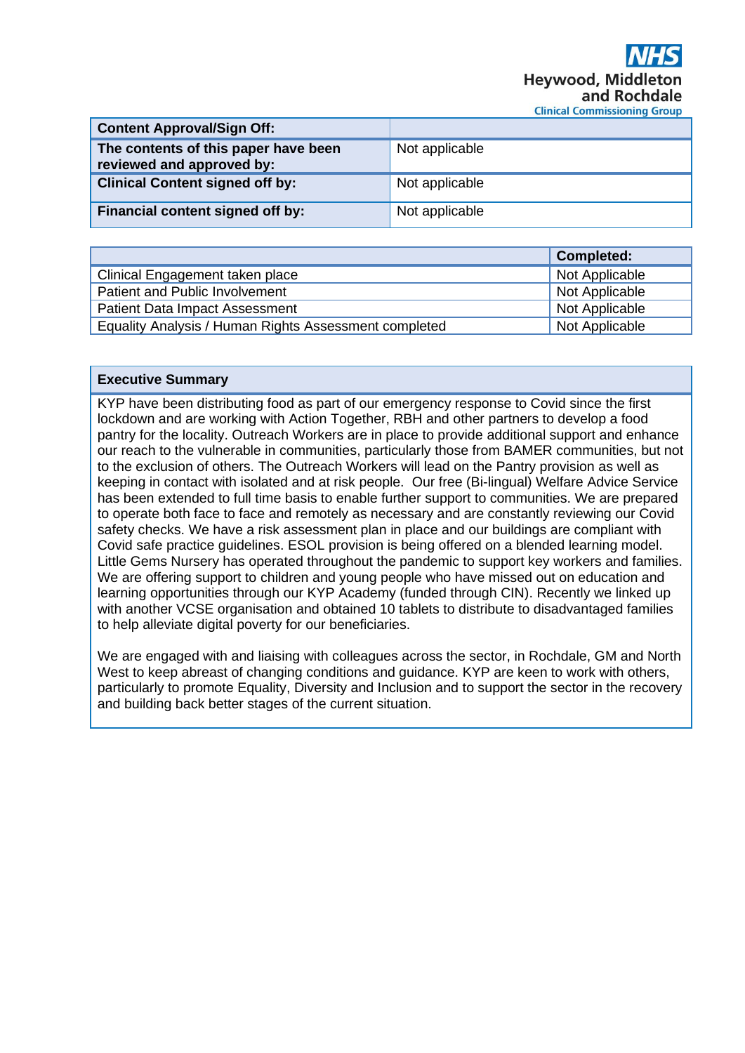| Content Approval/Sign Off: | |
|---|---|
| **The contents of this paper have been reviewed and approved by:** | Not applicable |
| **Clinical Content signed off by:** | Not applicable |
| **Financial content signed off by:** | Not applicable |

| | Completed: |
|---|---|
| Clinical Engagement taken place | Not Applicable |
| Patient and Public Involvement | Not Applicable |
| Patient Data Impact Assessment | Not Applicable |
| Equality Analysis / Human Rights Assessment completed | Not Applicable |

**Executive Summary**

KYP have been distributing food as part of our emergency response to Covid since the first lockdown and are working with Action Together, RBH and other partners to develop a food pantry for the locality. Outreach Workers are in place to provide additional support and enhance our reach to the vulnerable in communities, particularly those from BAMER communities, but not to the exclusion of others. The Outreach Workers will lead on the Pantry provision as well as keeping in contact with isolated and at risk people. Our free (Bi-lingual) Welfare Advice Service has been extended to full time basis to enable further support to communities. We are prepared to operate both face to face and remotely as necessary and are constantly reviewing our Covid safety checks. We have a risk assessment plan in place and our buildings are compliant with Covid safe practice guidelines. ESOL provision is being offered on a blended learning model. Little Gems Nursery has operated throughout the pandemic to support key workers and families. We are offering support to children and young people who have missed out on education and learning opportunities through our KYP Academy (funded through CIN). Recently we linked up with another VCSE organisation and obtained 10 tablets to distribute to disadvantaged families to help alleviate digital poverty for our beneficiaries.

We are engaged with and liaising with colleagues across the sector, in Rochdale, GM and North West to keep abreast of changing conditions and guidance. KYP are keen to work with others, particularly to promote Equality, Diversity and Inclusion and to support the sector in the recovery and building back better stages of the current situation.